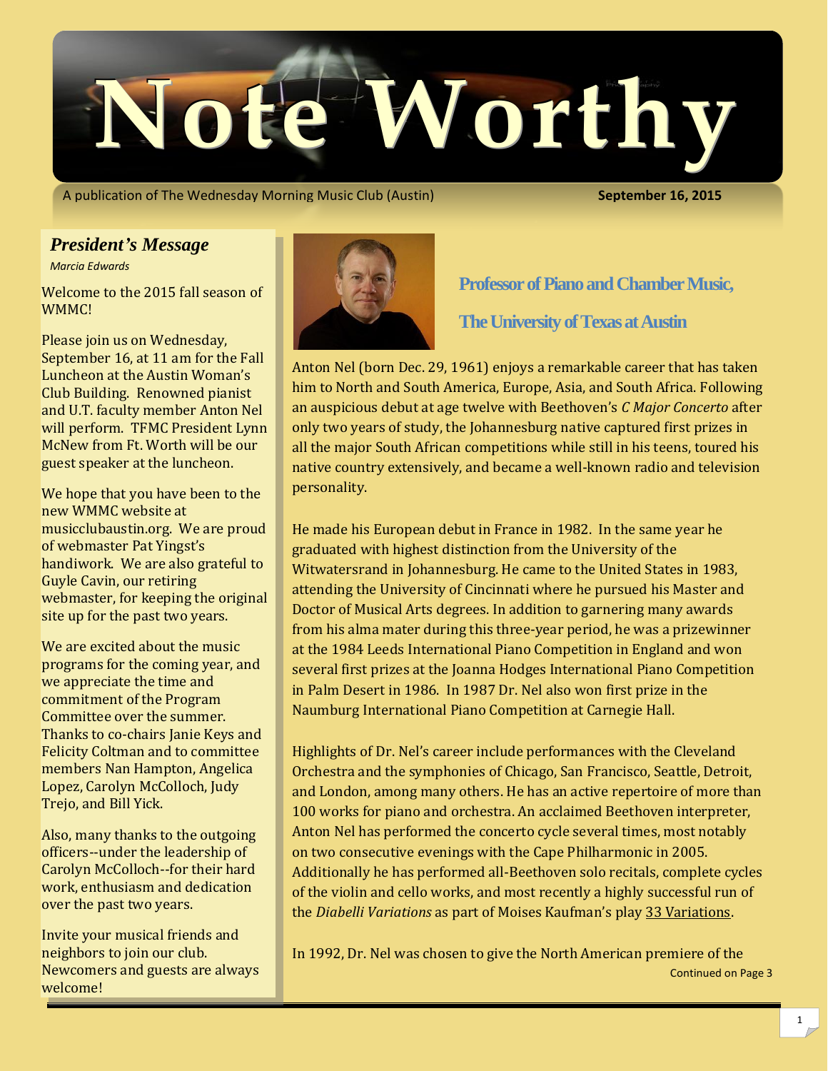# Note Worthy

A publication of The Wednesday Morning Music Club (Austin)

**September 16, 2015**

## *President's Message*

*Marcia Edwards*

Welcome to the 2015 fall season of WMMC!

Please join us on Wednesday, September 16, at 11 am for the Fall Luncheon at the Austin Woman's Club Building. Renowned pianist and U.T. faculty member Anton Nel will perform. TFMC President Lynn McNew from Ft. Worth will be our guest speaker at the luncheon.

We hope that you have been to the new WMMC website at musicclubaustin.org. We are proud of webmaster Pat Yingst's handiwork. We are also grateful to Guyle Cavin, our retiring webmaster, for keeping the original site up for the past two years.

We are excited about the music programs for the coming year, and we appreciate the time and commitment of the Program Committee over the summer. Thanks to co-chairs Janie Keys and Felicity Coltman and to committee members Nan Hampton, Angelica Lopez, Carolyn McColloch, Judy Trejo, and Bill Yick.

Also, many thanks to the outgoing officers--under the leadership of Carolyn McColloch--for their hard work, enthusiasm and dedication over the past two years.

Invite your musical friends and neighbors to join our club. Newcomers and guests are always welcome!

## Professor of Piano and Chamber Music, The University of Texas at Austin

Anton Nel (born Dec. 29, 1961) enjoys a remarkable career that has taken him to North and South America, Europe, Asia, and South Africa. Following an auspicious debut at age twelve with Beethoven's *C Major Concerto* after only two years of study, the Johannesburg native captured first prizes in all the major South African competitions while still in his teens, toured his native country extensively, and became a well-known radio and television personality.

He made his European debut in France in 1982. In the same year he graduated with highest distinction from the University of the Witwatersrand in Johannesburg. He came to the United States in 1983, attending the University of Cincinnati where he pursued his Master and Doctor of Musical Arts degrees. In addition to garnering many awards from his alma mater during this three-year period, he was a prizewinner at the 1984 Leeds International Piano Competition in England and won several first prizes at the Joanna Hodges International Piano Competition in Palm Desert in 1986. In 1987 Dr. Nel also won first prize in the Naumburg International Piano Competition at Carnegie Hall.

Highlights of Dr. Nel's career include performances with the Cleveland Orchestra and the symphonies of Chicago, San Francisco, Seattle, Detroit, and London, among many others. He has an active repertoire of more than 100 works for piano and orchestra. An acclaimed Beethoven interpreter, Anton Nel has performed the concerto cycle several times, most notably on two consecutive evenings with the Cape Philharmonic in 2005. Additionally he has performed all-Beethoven solo recitals, complete cycles of the violin and cello works, and most recently a highly successful run of the *Diabelli Variations* as part of Moises Kaufman's play 33 Variations.

In 1992, Dr. Nel was chosen to give the North American premiere of the

Continued on Page 3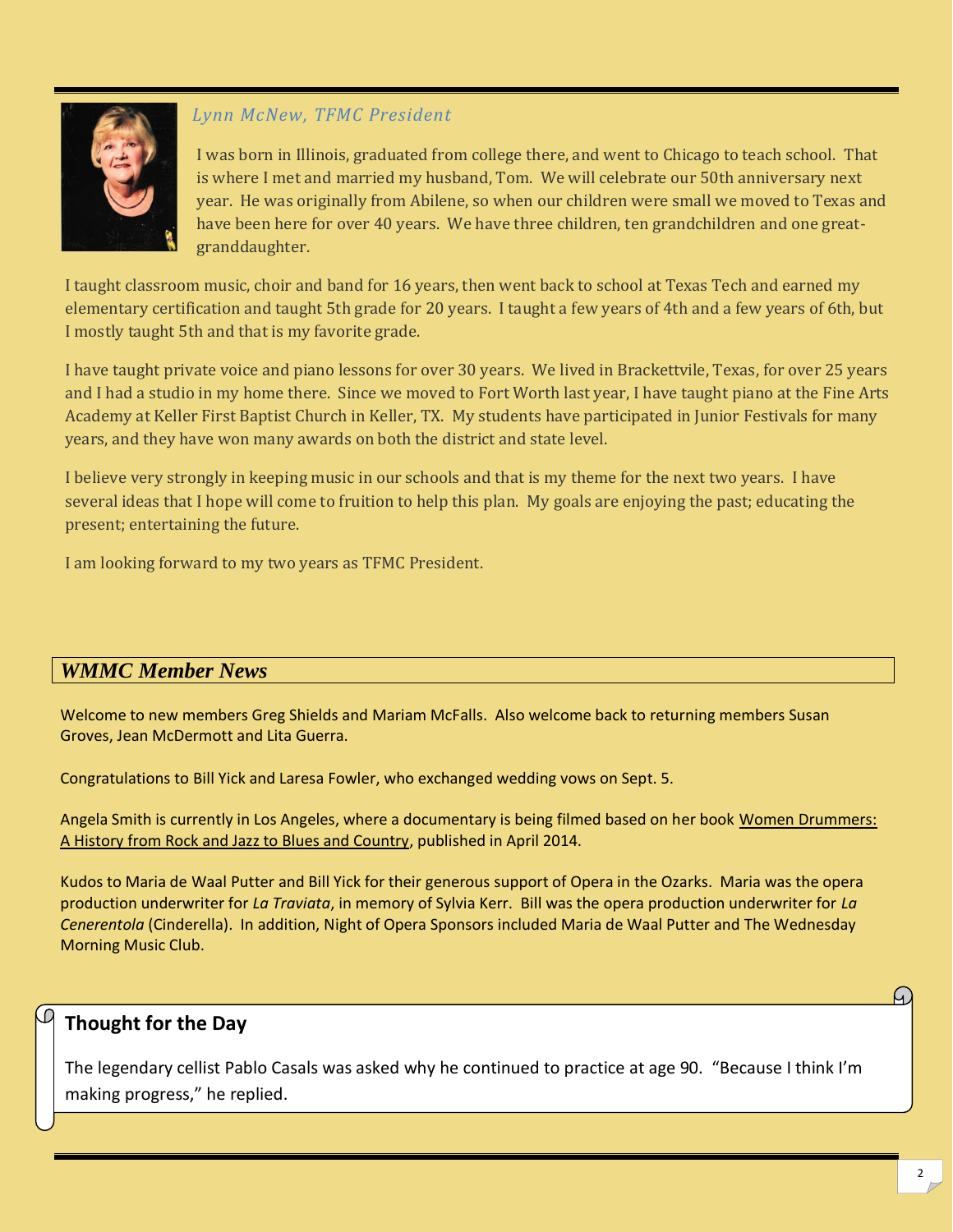*Lynn McNew, TFMC President*

I was born in Illinois, graduated from college there, and went to Chicago to teach school. That is where I met and married my husband, Tom. We will celebrate our 50th anniversary next year. He was originally from Abilene, so when our children were small we moved to Texas and have been here for over 40 years. We have three children, ten grandchildren and one great-granddaughter.

I taught classroom music, choir and band for 16 years, then went back to school at Texas Tech and earned my elementary certification and taught 5th grade for 20 years. I taught a few years of 4th and a few years of 6th, but I mostly taught 5th and that is my favorite grade.

I have taught private voice and piano lessons for over 30 years. We lived in Brackettvile, Texas, for over 25 years and I had a studio in my home there. Since we moved to Fort Worth last year, I have taught piano at the Fine Arts Academy at Keller First Baptist Church in Keller, TX. My students have participated in Junior Festivals for many years, and they have won many awards on both the district and state level.

I believe very strongly in keeping music in our schools and that is my theme for the next two years. I have several ideas that I hope will come to fruition to help this plan. My goals are enjoying the past; educating the present; entertaining the future.

I am looking forward to my two years as TFMC President.

## *WMMC Member News*

Welcome to new members Greg Shields and Mariam McFalls. Also welcome back to returning members Susan Groves, Jean McDermott and Lita Guerra.

Congratulations to Bill Yick and Laresa Fowler, who exchanged wedding vows on Sept. 5.

Angela Smith is currently in Los Angeles, where a documentary is being filmed based on her book Women Drummers: A History from Rock and Jazz to Blues and Country, published in April 2014.

Kudos to Maria de Waal Putter and Bill Yick for their generous support of Opera in the Ozarks. Maria was the opera production underwriter for *La Traviata*, in memory of Sylvia Kerr. Bill was the opera production underwriter for *La Cenerentola* (Cinderella). In addition, Night of Opera Sponsors included Maria de Waal Putter and The Wednesday Morning Music Club.

## Thought for the Day

The legendary cellist Pablo Casals was asked why he continued to practice at age 90. “Because I think I’m making progress,” he replied.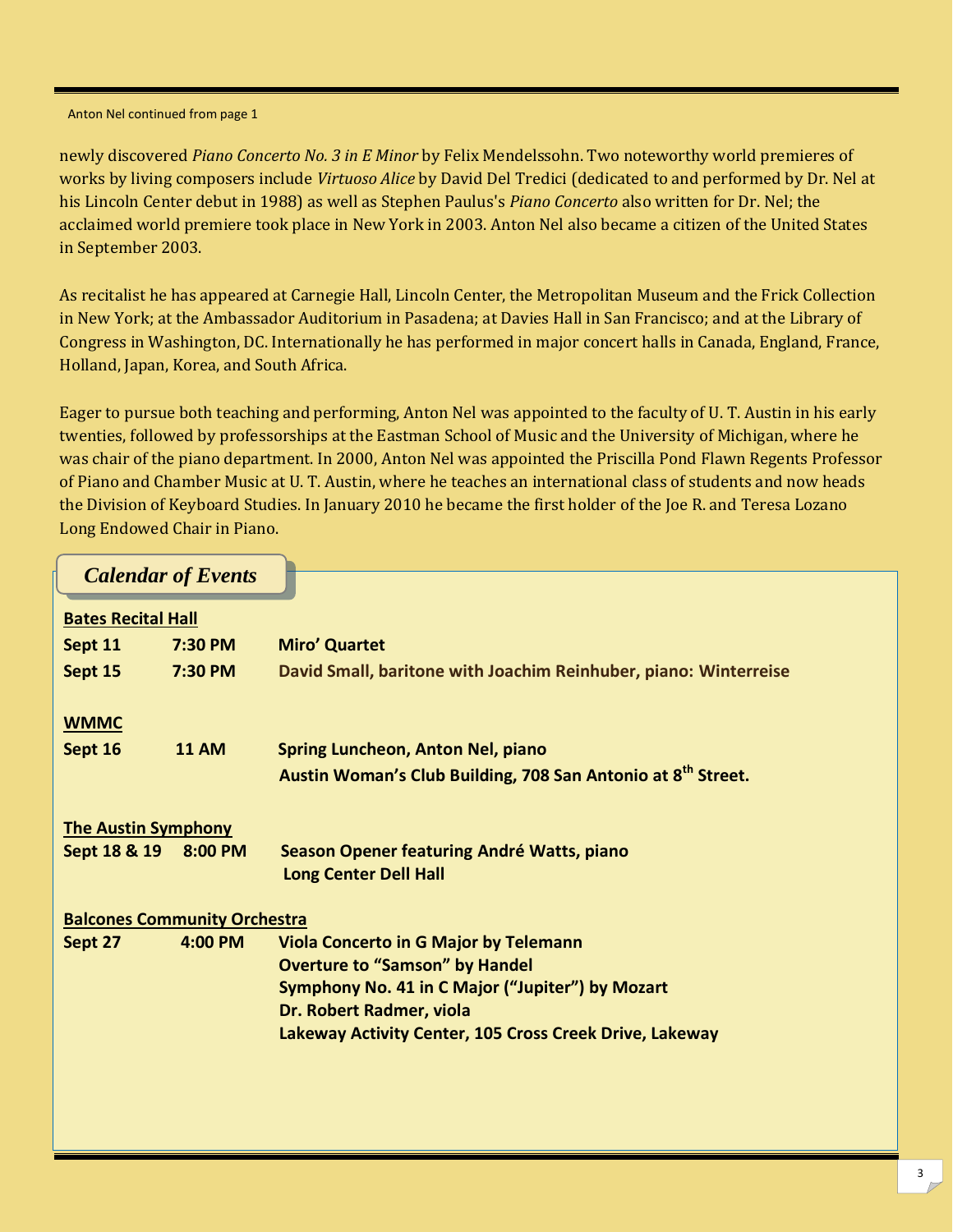Anton Nel continued from page 1

newly discovered *Piano Concerto No. 3 in E Minor* by Felix Mendelssohn. Two noteworthy world premieres of works by living composers include *Virtuoso Alice* by David Del Tredici (dedicated to and performed by Dr. Nel at his Lincoln Center debut in 1988) as well as Stephen Paulus's *Piano Concerto* also written for Dr. Nel; the acclaimed world premiere took place in New York in 2003. Anton Nel also became a citizen of the United States in September 2003.

As recitalist he has appeared at Carnegie Hall, Lincoln Center, the Metropolitan Museum and the Frick Collection in New York; at the Ambassador Auditorium in Pasadena; at Davies Hall in San Francisco; and at the Library of Congress in Washington, DC. Internationally he has performed in major concert halls in Canada, England, France, Holland, Japan, Korea, and South Africa.

Eager to pursue both teaching and performing, Anton Nel was appointed to the faculty of U. T. Austin in his early twenties, followed by professorships at the Eastman School of Music and the University of Michigan, where he was chair of the piano department. In 2000, Anton Nel was appointed the Priscilla Pond Flawn Regents Professor of Piano and Chamber Music at U. T. Austin, where he teaches an international class of students and now heads the Division of Keyboard Studies. In January 2010 he became the first holder of the Joe R. and Teresa Lozano Long Endowed Chair in Piano.

## *Calendar of Events*

**Bates Recital Hall**

| | | |
|---|---|---|
| **Sept 11** | **7:30 PM** | **Miro' Quartet** |
| **Sept 15** | **7:30 PM** | **David Small, baritone with Joachim Reinhuber, piano: Winterreise** |

**WMMC**

| | | |
|---|---|---|
| **Sept 16** | **11 AM** | **Spring Luncheon, Anton Nel, piano**<br>**Austin Woman's Club Building, 708 San Antonio at 8th Street.** |

**The Austin Symphony**

| | | |
|---|---|---|
| **Sept 18 & 19** | **8:00 PM** | **Season Opener featuring André Watts, piano**<br>**Long Center Dell Hall** |

**Balcones Community Orchestra**

| | | |
|---|---|---|
| **Sept 27** | **4:00 PM** | **Viola Concerto in G Major by Telemann**<br>**Overture to "Samson" by Handel**<br>**Symphony No. 41 in C Major ("Jupiter") by Mozart**<br>**Dr. Robert Radmer, viola**<br>**Lakeway Activity Center, 105 Cross Creek Drive, Lakeway** |